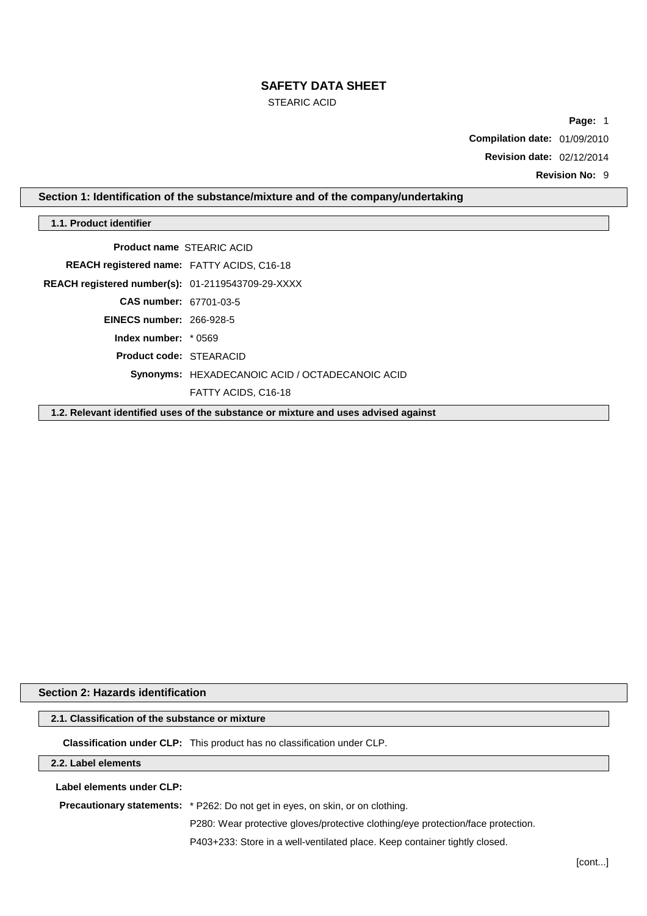# SAFETY DATA SHEET

STEARIC ACID

**Compilation date:** 01/09/2010

**Revision date:** 02/12/2014

**Revision No:** 9

## Section 1: Identification of the substance/mixture and of the company/undertaking

### 1.1. Product identifier

**Product name** STEARIC ACID

**REACH registered name:** FATTY ACIDS, C16-18

**REACH registered number(s):** 01-2119543709-29-XXXX

**CAS number:** 67701-03-5

**EINECS number:** 266-928-5

**Index number:** * 0569

**Product code:** STEARACID

**Synonyms:** HEXADECANOIC ACID / OCTADECANOIC ACID

FATTY ACIDS, C16-18

### 1.2. Relevant identified uses of the substance or mixture and uses advised against

## Section 2: Hazards identification

### 2.1. Classification of the substance or mixture

**Classification under CLP:** This product has no classification under CLP.

### 2.2. Label elements

**Label elements under CLP:**

**Precautionary statements:** * P262: Do not get in eyes, on skin, or on clothing.

P280: Wear protective gloves/protective clothing/eye protection/face protection.

P403+233: Store in a well-ventilated place. Keep container tightly closed.

[cont...]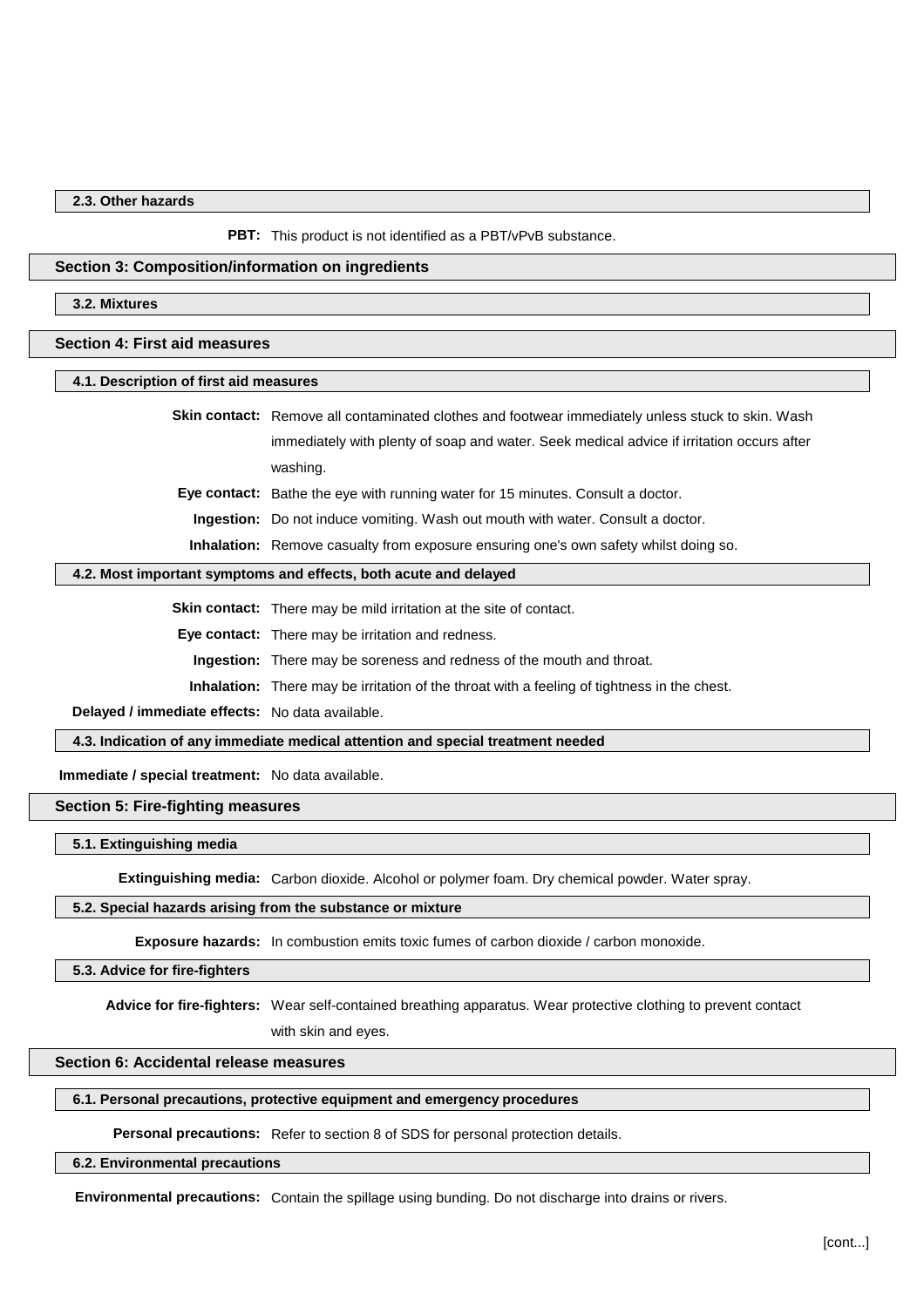### 2.3. Other hazards

**PBT:** This product is not identified as a PBT/vPvB substance.

## Section 3: Composition/information on ingredients

### 3.2. Mixtures

## Section 4: First aid measures

### 4.1. Description of first aid measures

**Skin contact:** Remove all contaminated clothes and footwear immediately unless stuck to skin. Wash immediately with plenty of soap and water. Seek medical advice if irritation occurs after washing.

**Eye contact:** Bathe the eye with running water for 15 minutes. Consult a doctor.

**Ingestion:** Do not induce vomiting. Wash out mouth with water. Consult a doctor.

**Inhalation:** Remove casualty from exposure ensuring one's own safety whilst doing so.

### 4.2. Most important symptoms and effects, both acute and delayed

**Skin contact:** There may be mild irritation at the site of contact.

**Eye contact:** There may be irritation and redness.

**Ingestion:** There may be soreness and redness of the mouth and throat.

**Inhalation:** There may be irritation of the throat with a feeling of tightness in the chest.

**Delayed / immediate effects:** No data available.

### 4.3. Indication of any immediate medical attention and special treatment needed

**Immediate / special treatment:** No data available.

## Section 5: Fire-fighting measures

### 5.1. Extinguishing media

**Extinguishing media:** Carbon dioxide. Alcohol or polymer foam. Dry chemical powder. Water spray.

### 5.2. Special hazards arising from the substance or mixture

**Exposure hazards:** In combustion emits toxic fumes of carbon dioxide / carbon monoxide.

### 5.3. Advice for fire-fighters

**Advice for fire-fighters:** Wear self-contained breathing apparatus. Wear protective clothing to prevent contact with skin and eyes.

## Section 6: Accidental release measures

### 6.1. Personal precautions, protective equipment and emergency procedures

**Personal precautions:** Refer to section 8 of SDS for personal protection details.

### 6.2. Environmental precautions

**Environmental precautions:** Contain the spillage using bunding. Do not discharge into drains or rivers.

[cont...]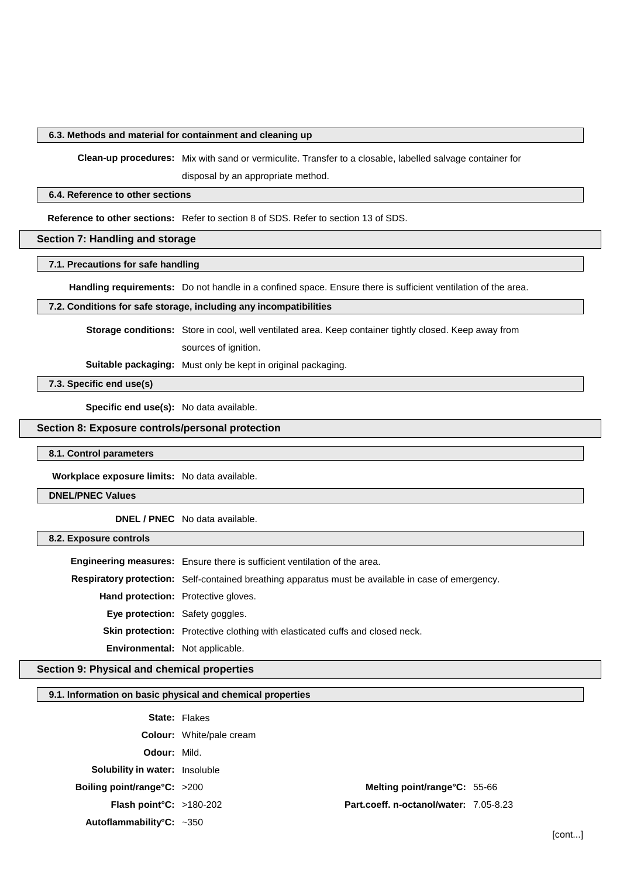### 6.3. Methods and material for containment and cleaning up

**Clean-up procedures:** Mix with sand or vermiculite. Transfer to a closable, labelled salvage container for disposal by an appropriate method.

### 6.4. Reference to other sections

**Reference to other sections:** Refer to section 8 of SDS. Refer to section 13 of SDS.

## Section 7: Handling and storage

### 7.1. Precautions for safe handling

**Handling requirements:** Do not handle in a confined space. Ensure there is sufficient ventilation of the area.

### 7.2. Conditions for safe storage, including any incompatibilities

**Storage conditions:** Store in cool, well ventilated area. Keep container tightly closed. Keep away from sources of ignition.

**Suitable packaging:** Must only be kept in original packaging.

### 7.3. Specific end use(s)

**Specific end use(s):** No data available.

## Section 8: Exposure controls/personal protection

### 8.1. Control parameters

**Workplace exposure limits:** No data available.

### DNEL/PNEC Values

**DNEL / PNEC** No data available.

### 8.2. Exposure controls

**Engineering measures:** Ensure there is sufficient ventilation of the area.

**Respiratory protection:** Self-contained breathing apparatus must be available in case of emergency.

**Hand protection:** Protective gloves.

**Eye protection:** Safety goggles.

**Skin protection:** Protective clothing with elasticated cuffs and closed neck.

**Environmental:** Not applicable.

## Section 9: Physical and chemical properties

### 9.1. Information on basic physical and chemical properties

**State:** Flakes

**Colour:** White/pale cream

**Odour:** Mild.

**Solubility in water:** Insoluble

**Boiling point/range°C:** >200

**Melting point/range°C:** 55-66

**Flash point°C:** >180-202

**Part.coeff. n-octanol/water:** 7.05-8.23

**Autoflammability°C:** ~350

[cont...]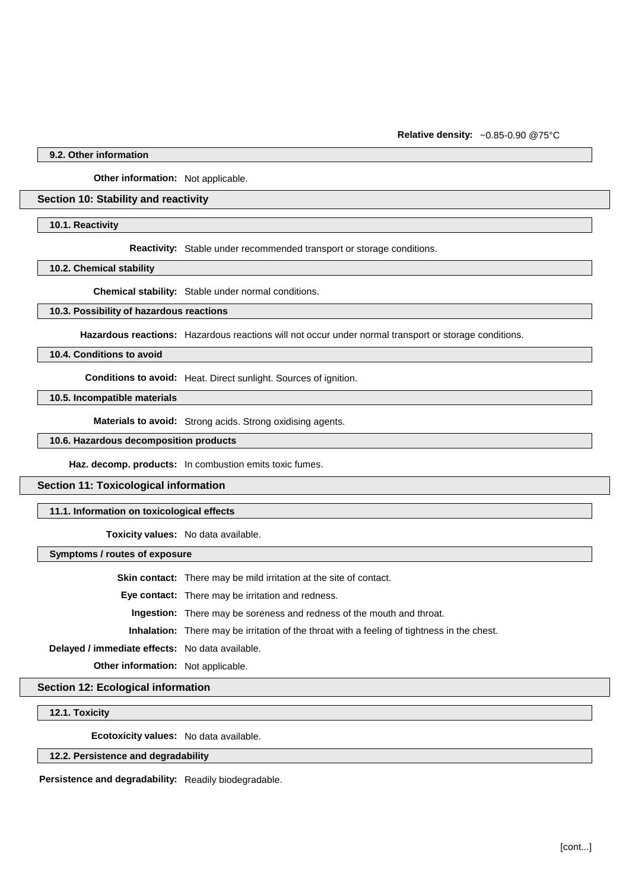**Relative density:** ~0.85-0.90 @75°C

### 9.2. Other information

**Other information:** Not applicable.

## Section 10: Stability and reactivity

### 10.1. Reactivity

**Reactivity:** Stable under recommended transport or storage conditions.

### 10.2. Chemical stability

**Chemical stability:** Stable under normal conditions.

### 10.3. Possibility of hazardous reactions

**Hazardous reactions:** Hazardous reactions will not occur under normal transport or storage conditions.

### 10.4. Conditions to avoid

**Conditions to avoid:** Heat. Direct sunlight. Sources of ignition.

### 10.5. Incompatible materials

**Materials to avoid:** Strong acids. Strong oxidising agents.

### 10.6. Hazardous decomposition products

**Haz. decomp. products:** In combustion emits toxic fumes.

## Section 11: Toxicological information

### 11.1. Information on toxicological effects

**Toxicity values:** No data available.

### Symptoms / routes of exposure

**Skin contact:** There may be mild irritation at the site of contact.

**Eye contact:** There may be irritation and redness.

**Ingestion:** There may be soreness and redness of the mouth and throat.

**Inhalation:** There may be irritation of the throat with a feeling of tightness in the chest.

**Delayed / immediate effects:** No data available.

**Other information:** Not applicable.

## Section 12: Ecological information

### 12.1. Toxicity

**Ecotoxicity values:** No data available.

### 12.2. Persistence and degradability

**Persistence and degradability:** Readily biodegradable.

[cont...]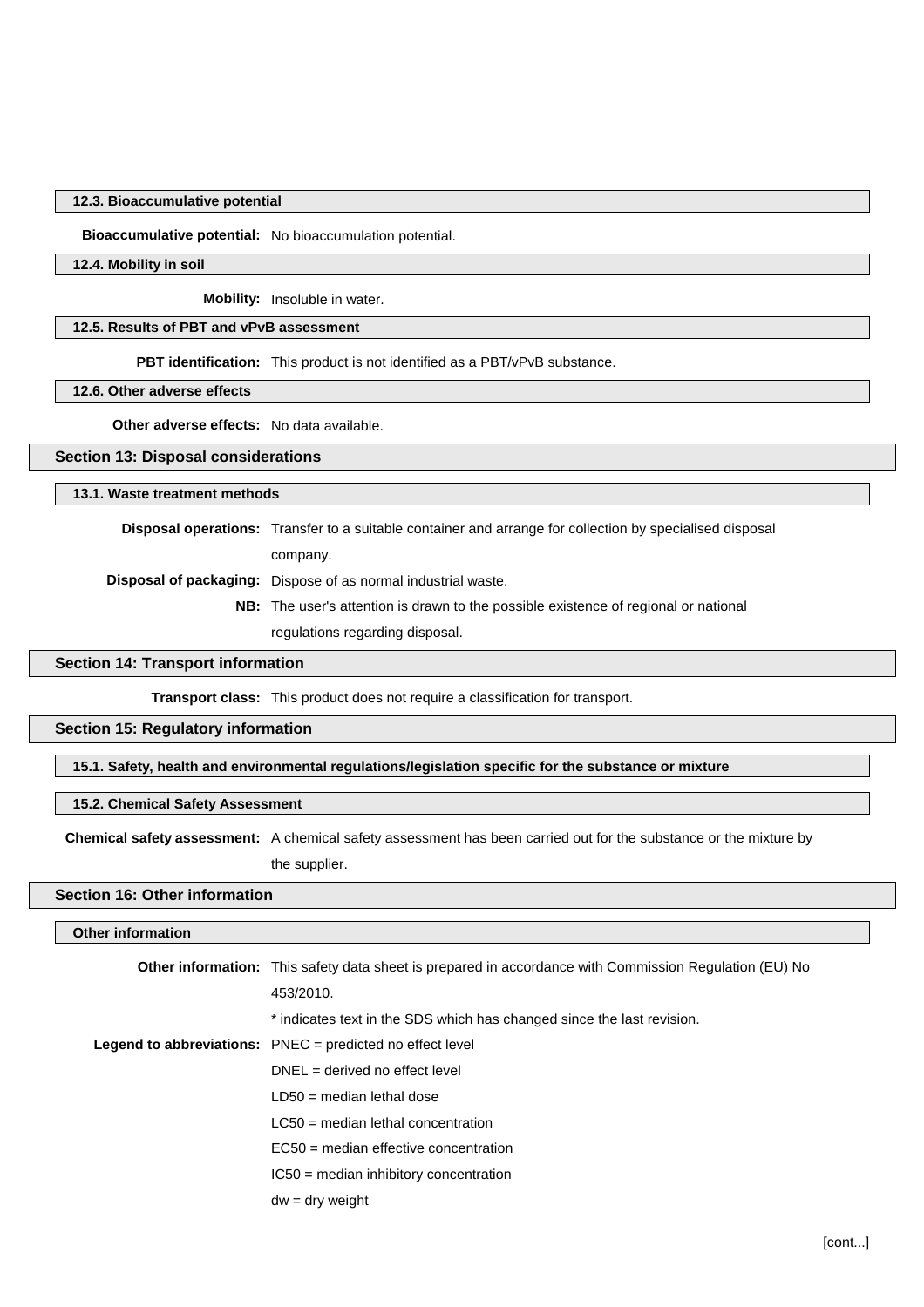### 12.3. Bioaccumulative potential

**Bioaccumulative potential:** No bioaccumulation potential.

### 12.4. Mobility in soil

**Mobility:** Insoluble in water.

### 12.5. Results of PBT and vPvB assessment

**PBT identification:** This product is not identified as a PBT/vPvB substance.

### 12.6. Other adverse effects

**Other adverse effects:** No data available.

## Section 13: Disposal considerations

### 13.1. Waste treatment methods

**Disposal operations:** Transfer to a suitable container and arrange for collection by specialised disposal company.

**Disposal of packaging:** Dispose of as normal industrial waste.

**NB:** The user's attention is drawn to the possible existence of regional or national regulations regarding disposal.

## Section 14: Transport information

**Transport class:** This product does not require a classification for transport.

## Section 15: Regulatory information

### 15.1. Safety, health and environmental regulations/legislation specific for the substance or mixture

### 15.2. Chemical Safety Assessment

**Chemical safety assessment:** A chemical safety assessment has been carried out for the substance or the mixture by the supplier.

## Section 16: Other information

### Other information

**Other information:** This safety data sheet is prepared in accordance with Commission Regulation (EU) No 453/2010.

* indicates text in the SDS which has changed since the last revision.

**Legend to abbreviations:** PNEC = predicted no effect level

DNEL = derived no effect level

LD50 = median lethal dose

LC50 = median lethal concentration

EC50 = median effective concentration

IC50 = median inhibitory concentration

dw = dry weight

[cont...]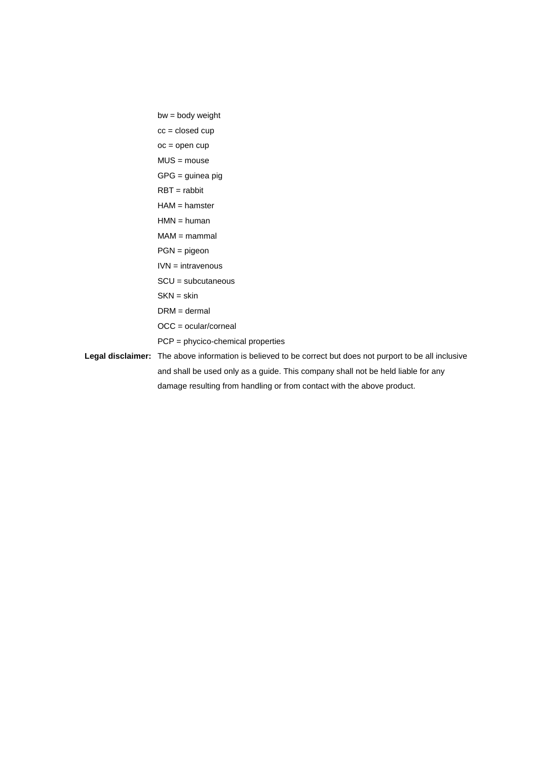bw = body weight

cc = closed cup

oc = open cup

MUS = mouse

GPG = guinea pig

RBT = rabbit

HAM = hamster

HMN = human

MAM = mammal

PGN = pigeon

IVN = intravenous

SCU = subcutaneous

SKN = skin

DRM = dermal

OCC = ocular/corneal

PCP = phycico-chemical properties

**Legal disclaimer:** The above information is believed to be correct but does not purport to be all inclusive and shall be used only as a guide. This company shall not be held liable for any damage resulting from handling or from contact with the above product.